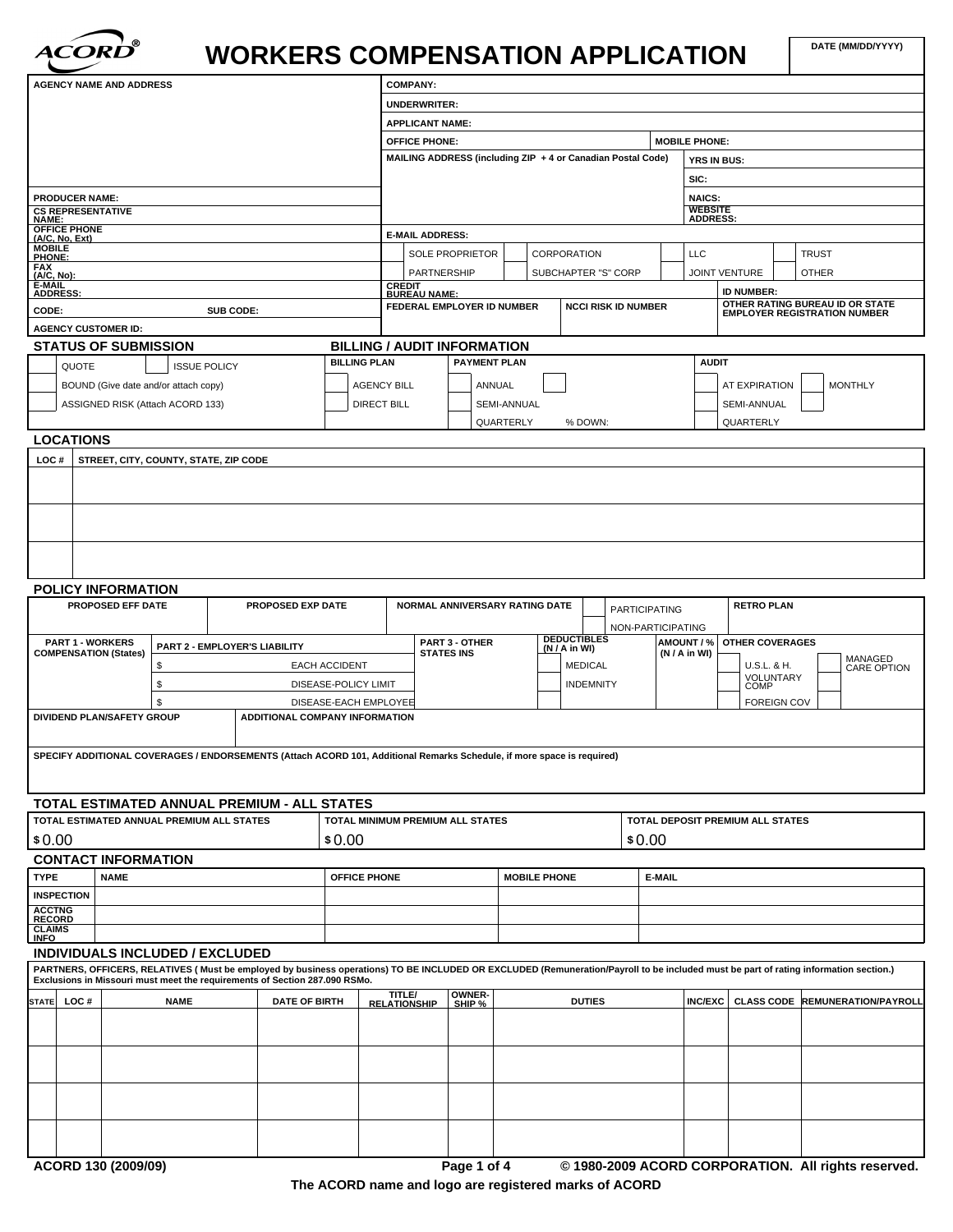ACORD®

# WORKERS COMPENSATION APPLICATION

| DATE (MM/DD/YYYY) |
|---|
| |

| AGENCY NAME AND ADDRESS | COMPANY: | |
|---|---|---|
| | UNDERWRITER: | |
| | APPLICANT NAME: | |
| | OFFICE PHONE: | MOBILE PHONE: |
| | MAILING ADDRESS (including ZIP + 4 or Canadian Postal Code) | YRS IN BUS: |
| | | SIC: |
| PRODUCER NAME: | | NAICS: |
| CS REPRESENTATIVE NAME: | | WEBSITE ADDRESS: |
| OFFICE PHONE (A/C, No, Ext): | E-MAIL ADDRESS: | |
| MOBILE PHONE: | SOLE PROPRIETOR / CORPORATION / LLC / TRUST | |
| FAX (A/C, No): | PARTNERSHIP / SUBCHAPTER "S" CORP / JOINT VENTURE / OTHER | |
| E-MAIL ADDRESS: | CREDIT BUREAU NAME: | ID NUMBER: |
| CODE: SUB CODE: | FEDERAL EMPLOYER ID NUMBER / NCCI RISK ID NUMBER | OTHER RATING BUREAU ID OR STATE EMPLOYER REGISTRATION NUMBER |
| AGENCY CUSTOMER ID: | | |

## STATUS OF SUBMISSION

- QUOTE
- ISSUE POLICY
- BOUND (Give date and/or attach copy)
- ASSIGNED RISK (Attach ACORD 133)

## BILLING / AUDIT INFORMATION

| BILLING PLAN | PAYMENT PLAN | AUDIT |
|---|---|---|
| AGENCY BILL | ANNUAL | AT EXPIRATION / MONTHLY |
| DIRECT BILL | SEMI-ANNUAL | SEMI-ANNUAL |
| | QUARTERLY / % DOWN: | QUARTERLY |

## LOCATIONS

| LOC # | STREET, CITY, COUNTY, STATE, ZIP CODE |
|---|---|
| | |
| | |
| | |

## POLICY INFORMATION

| PROPOSED EFF DATE | PROPOSED EXP DATE | NORMAL ANNIVERSARY RATING DATE | PARTICIPATING / NON-PARTICIPATING | RETRO PLAN |
|---|---|---|---|---|
| | | | | |

| PART 1 - WORKERS COMPENSATION (States) | PART 2 - EMPLOYER'S LIABILITY | PART 3 - OTHER STATES INS | DEDUCTIBLES (N / A in WI) | AMOUNT / % (N / A in WI) | OTHER COVERAGES |
|---|---|---|---|---|---|
| | $ EACH ACCIDENT | | MEDICAL | | U.S.L. & H. / MANAGED CARE OPTION |
| | $ DISEASE-POLICY LIMIT | | INDEMNITY | | VOLUNTARY COMP |
| | $ DISEASE-EACH EMPLOYEE | | | | FOREIGN COV |

| DIVIDEND PLAN/SAFETY GROUP | ADDITIONAL COMPANY INFORMATION |
|---|---|
| | |

SPECIFY ADDITIONAL COVERAGES / ENDORSEMENTS (Attach ACORD 101, Additional Remarks Schedule, if more space is required)

## TOTAL ESTIMATED ANNUAL PREMIUM - ALL STATES

| TOTAL ESTIMATED ANNUAL PREMIUM ALL STATES | TOTAL MINIMUM PREMIUM ALL STATES | TOTAL DEPOSIT PREMIUM ALL STATES |
|---|---|---|
| $ 0.00 | $ 0.00 | $ 0.00 |

## CONTACT INFORMATION

| TYPE | NAME | OFFICE PHONE | MOBILE PHONE | E-MAIL |
|---|---|---|---|---|
| INSPECTION | | | | |
| ACCTNG RECORD | | | | |
| CLAIMS INFO | | | | |

## INDIVIDUALS INCLUDED / EXCLUDED

PARTNERS, OFFICERS, RELATIVES ( Must be employed by business operations) TO BE INCLUDED OR EXCLUDED (Remuneration/Payroll to be included must be part of rating information section.) Exclusions in Missouri must meet the requirements of Section 287.090 RSMo.

| STATE | LOC # | NAME | DATE OF BIRTH | TITLE/ RELATIONSHIP | OWNER-SHIP % | DUTIES | INC/EXC | CLASS CODE | REMUNERATION/PAYROLL |
|---|---|---|---|---|---|---|---|---|---|
| | | | | | | | | | |
| | | | | | | | | | |
| | | | | | | | | | |
| | | | | | | | | | |

ACORD 130 (2009/09)

© 1980-2009 ACORD CORPORATION. All rights reserved.

The ACORD name and logo are registered marks of ACORD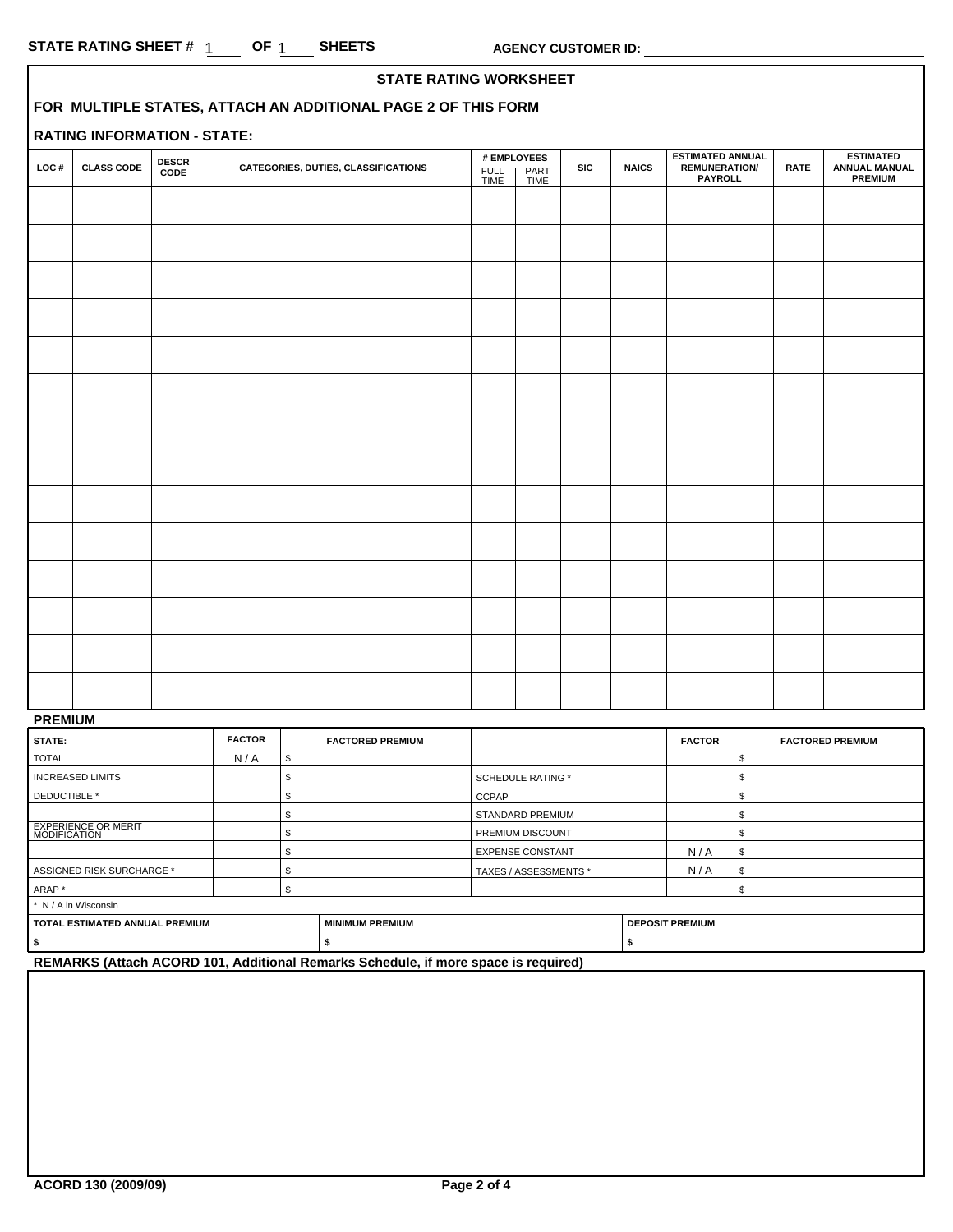**STATE RATING SHEET #** 1 **OF** 1 **SHEETS** **AGENCY CUSTOMER ID:**

## STATE RATING WORKSHEET

**FOR MULTIPLE STATES, ATTACH AN ADDITIONAL PAGE 2 OF THIS FORM**

**RATING INFORMATION - STATE:**

| LOC # | CLASS CODE | DESCR CODE | CATEGORIES, DUTIES, CLASSIFICATIONS | # EMPLOYEES FULL TIME | # EMPLOYEES PART TIME | SIC | NAICS | ESTIMATED ANNUAL REMUNERATION/ PAYROLL | RATE | ESTIMATED ANNUAL MANUAL PREMIUM |
|---|---|---|---|---|---|---|---|---|---|---|
| | | | | | | | | | | |
| | | | | | | | | | | |
| | | | | | | | | | | |
| | | | | | | | | | | |
| | | | | | | | | | | |
| | | | | | | | | | | |
| | | | | | | | | | | |
| | | | | | | | | | | |
| | | | | | | | | | | |
| | | | | | | | | | | |
| | | | | | | | | | | |
| | | | | | | | | | | |
| | | | | | | | | | | |
| | | | | | | | | | | |

**PREMIUM**

| STATE: | FACTOR | FACTORED PREMIUM | | FACTOR | FACTORED PREMIUM |
|---|---|---|---|---|---|
| TOTAL | N / A | $ | | | $ |
| INCREASED LIMITS | | $ | SCHEDULE RATING * | | $ |
| DEDUCTIBLE * | | $ | CCPAP | | $ |
| | | $ | STANDARD PREMIUM | | $ |
| EXPERIENCE OR MERIT MODIFICATION | | $ | PREMIUM DISCOUNT | | $ |
| | | $ | EXPENSE CONSTANT | N / A | $ |
| ASSIGNED RISK SURCHARGE * | | $ | TAXES / ASSESSMENTS * | N / A | $ |
| ARAP * | | $ | | | $ |

\* N / A in Wisconsin

| TOTAL ESTIMATED ANNUAL PREMIUM | MINIMUM PREMIUM | DEPOSIT PREMIUM |
|---|---|---|
| $ | $ | $ |

**REMARKS (Attach ACORD 101, Additional Remarks Schedule, if more space is required)**

**ACORD 130 (2009/09)**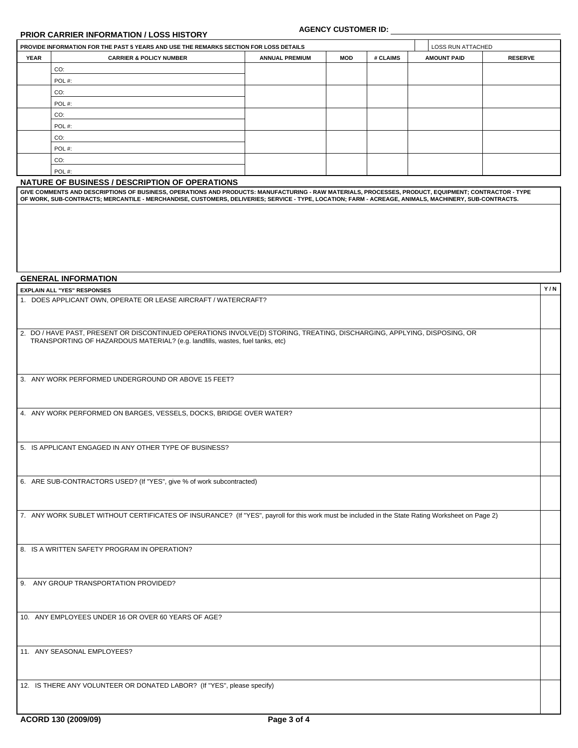**AGENCY CUSTOMER ID:** ____________________

## PRIOR CARRIER INFORMATION / LOSS HISTORY

PROVIDE INFORMATION FOR THE PAST 5 YEARS AND USE THE REMARKS SECTION FOR LOSS DETAILS | LOSS RUN ATTACHED

| YEAR | CARRIER & POLICY NUMBER | ANNUAL PREMIUM | MOD | # CLAIMS | AMOUNT PAID | RESERVE |
|---|---|---|---|---|---|---|
| | CO: <br> POL #: | | | | | |
| | CO: <br> POL #: | | | | | |
| | CO: <br> POL #: | | | | | |
| | CO: <br> POL #: | | | | | |
| | CO: <br> POL #: | | | | | |

## NATURE OF BUSINESS / DESCRIPTION OF OPERATIONS

GIVE COMMENTS AND DESCRIPTIONS OF BUSINESS, OPERATIONS AND PRODUCTS: MANUFACTURING - RAW MATERIALS, PROCESSES, PRODUCT, EQUIPMENT; CONTRACTOR - TYPE OF WORK, SUB-CONTRACTS; MERCANTILE - MERCHANDISE, CUSTOMERS, DELIVERIES; SERVICE - TYPE, LOCATION; FARM - ACREAGE, ANIMALS, MACHINERY, SUB-CONTRACTS.

## GENERAL INFORMATION

| EXPLAIN ALL "YES" RESPONSES | Y / N |
|---|---|
| 1. DOES APPLICANT OWN, OPERATE OR LEASE AIRCRAFT / WATERCRAFT? | |
| 2. DO / HAVE PAST, PRESENT OR DISCONTINUED OPERATIONS INVOLVE(D) STORING, TREATING, DISCHARGING, APPLYING, DISPOSING, OR TRANSPORTING OF HAZARDOUS MATERIAL? (e.g. landfills, wastes, fuel tanks, etc) | |
| 3. ANY WORK PERFORMED UNDERGROUND OR ABOVE 15 FEET? | |
| 4. ANY WORK PERFORMED ON BARGES, VESSELS, DOCKS, BRIDGE OVER WATER? | |
| 5. IS APPLICANT ENGAGED IN ANY OTHER TYPE OF BUSINESS? | |
| 6. ARE SUB-CONTRACTORS USED? (If "YES", give % of work subcontracted) | |
| 7. ANY WORK SUBLET WITHOUT CERTIFICATES OF INSURANCE? (If "YES", payroll for this work must be included in the State Rating Worksheet on Page 2) | |
| 8. IS A WRITTEN SAFETY PROGRAM IN OPERATION? | |
| 9. ANY GROUP TRANSPORTATION PROVIDED? | |
| 10. ANY EMPLOYEES UNDER 16 OR OVER 60 YEARS OF AGE? | |
| 11. ANY SEASONAL EMPLOYEES? | |
| 12. IS THERE ANY VOLUNTEER OR DONATED LABOR? (If "YES", please specify) | |

ACORD 130 (2009/09)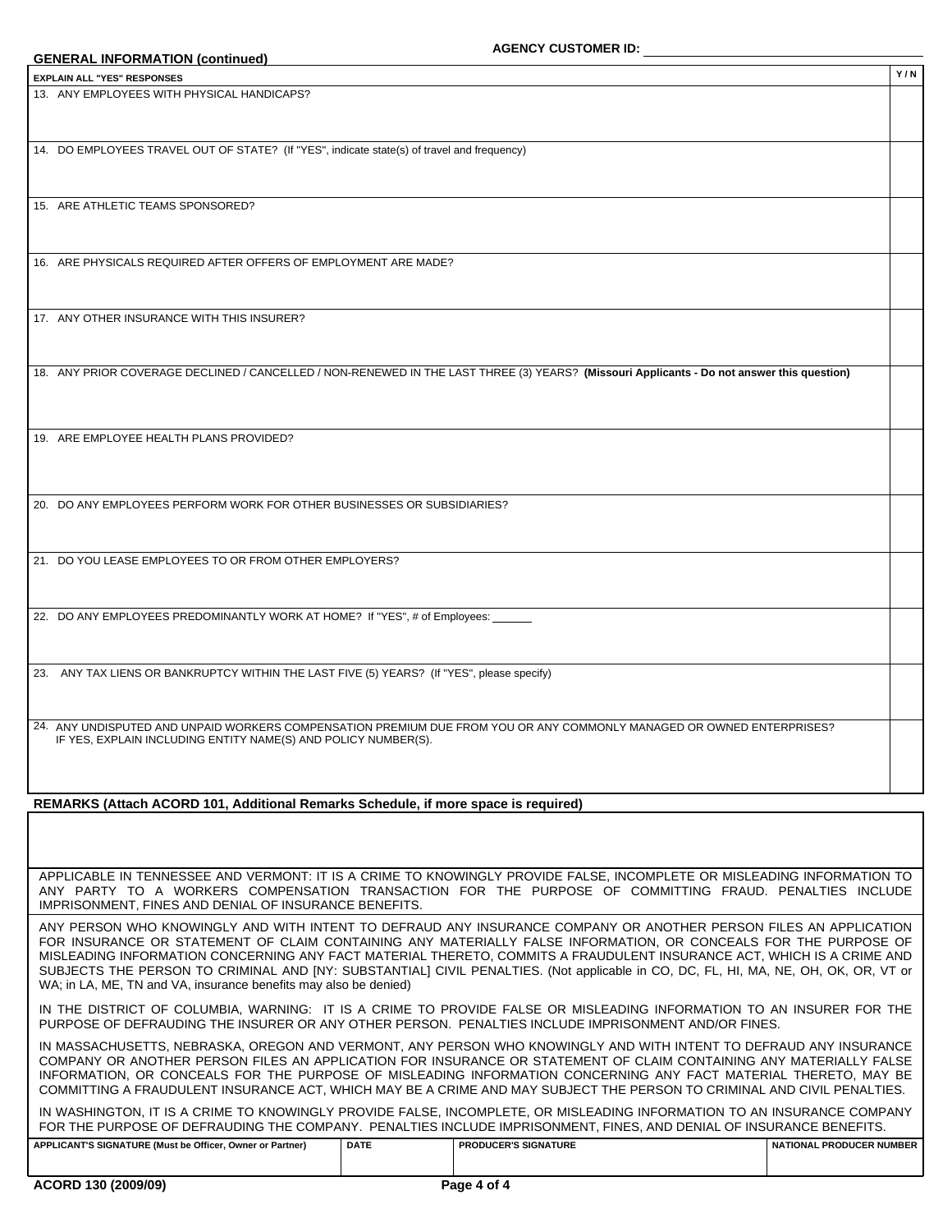AGENCY CUSTOMER ID: ____________________

## GENERAL INFORMATION (continued)

| EXPLAIN ALL "YES" RESPONSES | Y / N |
|---|---|
| 13. ANY EMPLOYEES WITH PHYSICAL HANDICAPS? | |
| 14. DO EMPLOYEES TRAVEL OUT OF STATE? (If "YES", indicate state(s) of travel and frequency) | |
| 15. ARE ATHLETIC TEAMS SPONSORED? | |
| 16. ARE PHYSICALS REQUIRED AFTER OFFERS OF EMPLOYMENT ARE MADE? | |
| 17. ANY OTHER INSURANCE WITH THIS INSURER? | |
| 18. ANY PRIOR COVERAGE DECLINED / CANCELLED / NON-RENEWED IN THE LAST THREE (3) YEARS? **(Missouri Applicants - Do not answer this question)** | |
| 19. ARE EMPLOYEE HEALTH PLANS PROVIDED? | |
| 20. DO ANY EMPLOYEES PERFORM WORK FOR OTHER BUSINESSES OR SUBSIDIARIES? | |
| 21. DO YOU LEASE EMPLOYEES TO OR FROM OTHER EMPLOYERS? | |
| 22. DO ANY EMPLOYEES PREDOMINANTLY WORK AT HOME? If "YES", # of Employees: ______ | |
| 23. ANY TAX LIENS OR BANKRUPTCY WITHIN THE LAST FIVE (5) YEARS? (If "YES", please specify) | |
| 24. ANY UNDISPUTED AND UNPAID WORKERS COMPENSATION PREMIUM DUE FROM YOU OR ANY COMMONLY MANAGED OR OWNED ENTERPRISES? IF YES, EXPLAIN INCLUDING ENTITY NAME(S) AND POLICY NUMBER(S). | |

## REMARKS (Attach ACORD 101, Additional Remarks Schedule, if more space is required)

APPLICABLE IN TENNESSEE AND VERMONT: IT IS A CRIME TO KNOWINGLY PROVIDE FALSE, INCOMPLETE OR MISLEADING INFORMATION TO ANY PARTY TO A WORKERS COMPENSATION TRANSACTION FOR THE PURPOSE OF COMMITTING FRAUD. PENALTIES INCLUDE IMPRISONMENT, FINES AND DENIAL OF INSURANCE BENEFITS.

ANY PERSON WHO KNOWINGLY AND WITH INTENT TO DEFRAUD ANY INSURANCE COMPANY OR ANOTHER PERSON FILES AN APPLICATION FOR INSURANCE OR STATEMENT OF CLAIM CONTAINING ANY MATERIALLY FALSE INFORMATION, OR CONCEALS FOR THE PURPOSE OF MISLEADING INFORMATION CONCERNING ANY FACT MATERIAL THERETO, COMMITS A FRAUDULENT INSURANCE ACT, WHICH IS A CRIME AND SUBJECTS THE PERSON TO CRIMINAL AND [NY: SUBSTANTIAL] CIVIL PENALTIES. (Not applicable in CO, DC, FL, HI, MA, NE, OH, OK, OR, VT or WA; in LA, ME, TN and VA, insurance benefits may also be denied)

IN THE DISTRICT OF COLUMBIA, WARNING: IT IS A CRIME TO PROVIDE FALSE OR MISLEADING INFORMATION TO AN INSURER FOR THE PURPOSE OF DEFRAUDING THE INSURER OR ANY OTHER PERSON. PENALTIES INCLUDE IMPRISONMENT AND/OR FINES.

IN MASSACHUSETTS, NEBRASKA, OREGON AND VERMONT, ANY PERSON WHO KNOWINGLY AND WITH INTENT TO DEFRAUD ANY INSURANCE COMPANY OR ANOTHER PERSON FILES AN APPLICATION FOR INSURANCE OR STATEMENT OF CLAIM CONTAINING ANY MATERIALLY FALSE INFORMATION, OR CONCEALS FOR THE PURPOSE OF MISLEADING INFORMATION CONCERNING ANY FACT MATERIAL THERETO, MAY BE COMMITTING A FRAUDULENT INSURANCE ACT, WHICH MAY BE A CRIME AND MAY SUBJECT THE PERSON TO CRIMINAL AND CIVIL PENALTIES.

IN WASHINGTON, IT IS A CRIME TO KNOWINGLY PROVIDE FALSE, INCOMPLETE, OR MISLEADING INFORMATION TO AN INSURANCE COMPANY FOR THE PURPOSE OF DEFRAUDING THE COMPANY. PENALTIES INCLUDE IMPRISONMENT, FINES, AND DENIAL OF INSURANCE BENEFITS.

| APPLICANT'S SIGNATURE (Must be Officer, Owner or Partner) | DATE | PRODUCER'S SIGNATURE | NATIONAL PRODUCER NUMBER |
|---|---|---|---|
| | | | |

ACORD 130 (2009/09)